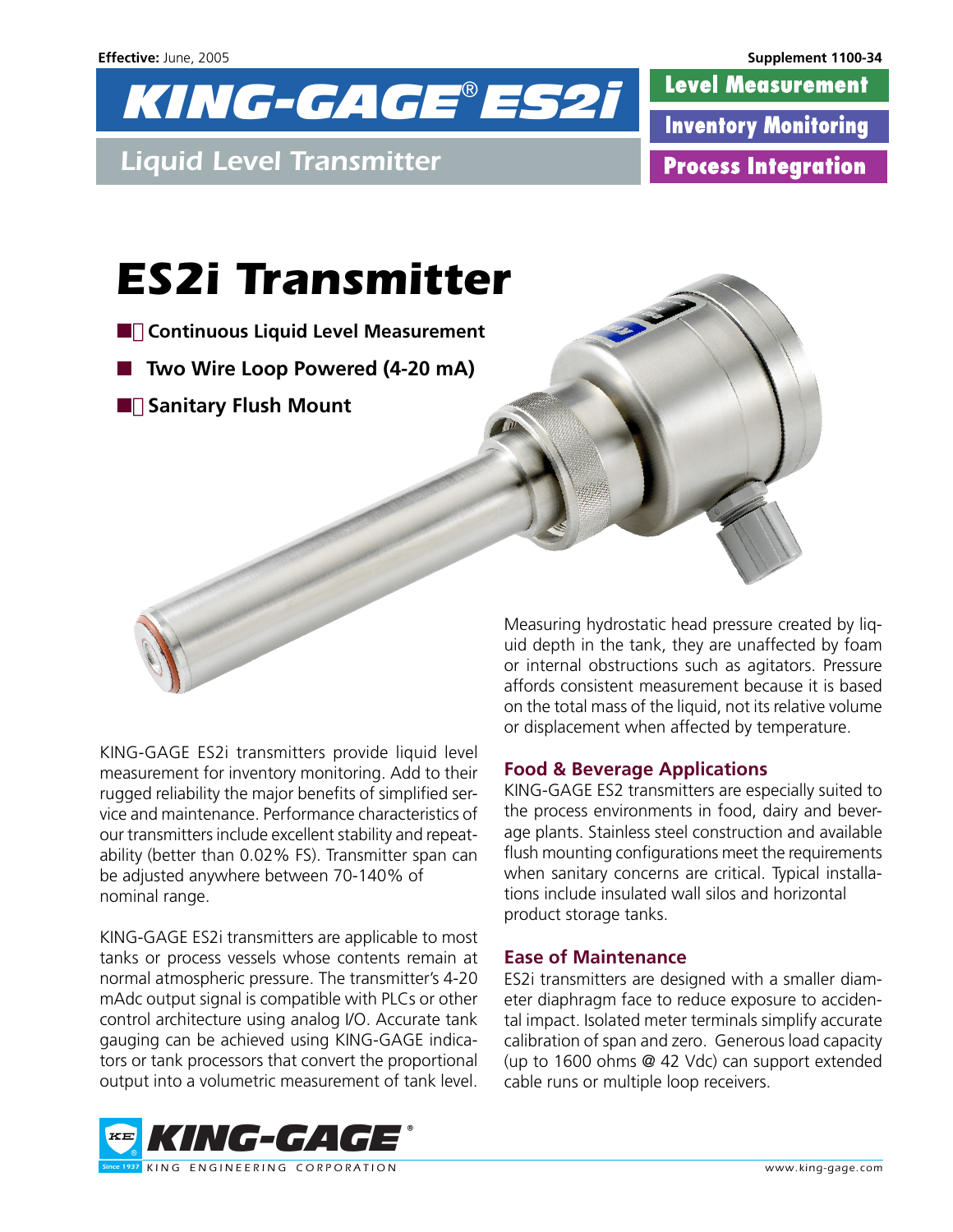Effective: June, 2005

Supplement 1100-34

# KING-GAGE® ES2i

Liquid Level Transmitter

**Level Measurement**

**Inventory Monitoring**

**Process Integration**

# ES2i Transmitter

- **Continuous Liquid Level Measurement**
- **Two Wire Loop Powered (4-20 mA)**
- **Sanitary Flush Mount**

KING-GAGE ES2i transmitters provide liquid level measurement for inventory monitoring. Add to their rugged reliability the major benefits of simplified service and maintenance. Performance characteristics of our transmitters include excellent stability and repeatability (better than 0.02% FS). Transmitter span can be adjusted anywhere between 70-140% of nominal range.

KING-GAGE ES2i transmitters are applicable to most tanks or process vessels whose contents remain at normal atmospheric pressure. The transmitter's 4-20 mAdc output signal is compatible with PLCs or other control architecture using analog I/O. Accurate tank gauging can be achieved using KING-GAGE indicators or tank processors that convert the proportional output into a volumetric measurement of tank level.

Measuring hydrostatic head pressure created by liquid depth in the tank, they are unaffected by foam or internal obstructions such as agitators. Pressure affords consistent measurement because it is based on the total mass of the liquid, not its relative volume or displacement when affected by temperature.

## Food & Beverage Applications

KING-GAGE ES2 transmitters are especially suited to the process environments in food, dairy and beverage plants. Stainless steel construction and available flush mounting configurations meet the requirements when sanitary concerns are critical. Typical installations include insulated wall silos and horizontal product storage tanks.

## Ease of Maintenance

ES2i transmitters are designed with a smaller diameter diaphragm face to reduce exposure to accidental impact. Isolated meter terminals simplify accurate calibration of span and zero. Generous load capacity (up to 1600 ohms @ 42 Vdc) can support extended cable runs or multiple loop receivers.

KING-GAGE® KING ENGINEERING CORPORATION Since 1937

www.king-gage.com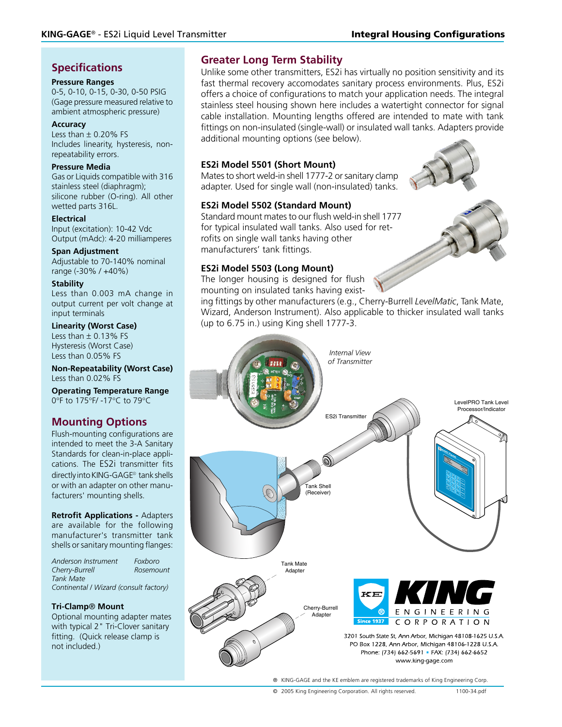## Specifications

**Pressure Ranges**
0-5, 0-10, 0-15, 0-30, 0-50 PSIG
(Gage pressure measured relative to ambient atmospheric pressure)

**Accuracy**
Less than ± 0.20% FS
Includes linearity, hysteresis, non-repeatability errors.

**Pressure Media**
Gas or Liquids compatible with 316 stainless steel (diaphragm); silicone rubber (O-ring). All other wetted parts 316L.

**Electrical**
Input (excitation): 10-42 Vdc
Output (mAdc): 4-20 milliamperes

**Span Adjustment**
Adjustable to 70-140% nominal range (-30% / +40%)

**Stability**
Less than 0.003 mA change in output current per volt change at input terminals

**Linearity (Worst Case)**
Less than ± 0.13% FS
Hysteresis (Worst Case)
Less than 0.05% FS

**Non-Repeatability (Worst Case)**
Less than 0.02% FS

**Operating Temperature Range**
0°F to 175°F/ -17°C to 79°C

## Mounting Options

Flush-mounting configurations are intended to meet the 3-A Sanitary Standards for clean-in-place applications. The ES2i transmitter fits directly into KING-GAGE® tank shells or with an adapter on other manufacturers' mounting shells.

**Retrofit Applications -** Adapters are available for the following manufacturer's transmitter tank shells or sanitary mounting flanges:

*Anderson Instrument*
*Cherry-Burrell*
*Tank Mate*
*Foxboro*
*Rosemount*
*Continental / Wizard (consult factory)*

**Tri-Clamp® Mount**
Optional mounting adapter mates with typical 2" Tri-Clover sanitary fitting. (Quick release clamp is not included.)

## Greater Long Term Stability

Unlike some other transmitters, ES2i has virtually no position sensitivity and its fast thermal recovery accomodates sanitary process environments. Plus, ES2i offers a choice of configurations to match your application needs. The integral stainless steel housing shown here includes a watertight connector for signal cable installation. Mounting lengths offered are intended to mate with tank fittings on non-insulated (single-wall) or insulated wall tanks. Adapters provide additional mounting options (see below).

**ES2i Model 5501 (Short Mount)**
Mates to short weld-in shell 1777-2 or sanitary clamp adapter. Used for single wall (non-insulated) tanks.

**ES2i Model 5502 (Standard Mount)**
Standard mount mates to our flush weld-in shell 1777 for typical insulated wall tanks. Also used for retrofits on single wall tanks having other manufacturers' tank fittings.

**ES2i Model 5503 (Long Mount)**
The longer housing is designed for flush mounting on insulated tanks having existing fittings by other manufacturers (e.g., Cherry-Burrell *LevelMatic*, Tank Mate, Wizard, Anderson Instrument). Also applicable to thicker insulated wall tanks (up to 6.75 in.) using King shell 1777-3.

*Internal View of Transmitter*

ES2i Transmitter

LevelPRO Tank Level Processor/Indicator

Tank Shell (Receiver)

Tank Mate Adapter

Cherry-Burrell Adapter

KING ENGINEERING CORPORATION
Since 1937

3201 South State St, Ann Arbor, Michigan 48108-1625 U.S.A.
PO Box 1228, Ann Arbor, Michigan 48106-1228 U.S.A.
Phone: (734) 662-5691 • FAX: (734) 662-6652
www.king-gage.com

® KING-GAGE and the KE emblem are registered trademarks of King Engineering Corp.

© 2005 King Engineering Corporation. All rights reserved. 1100-34.pdf